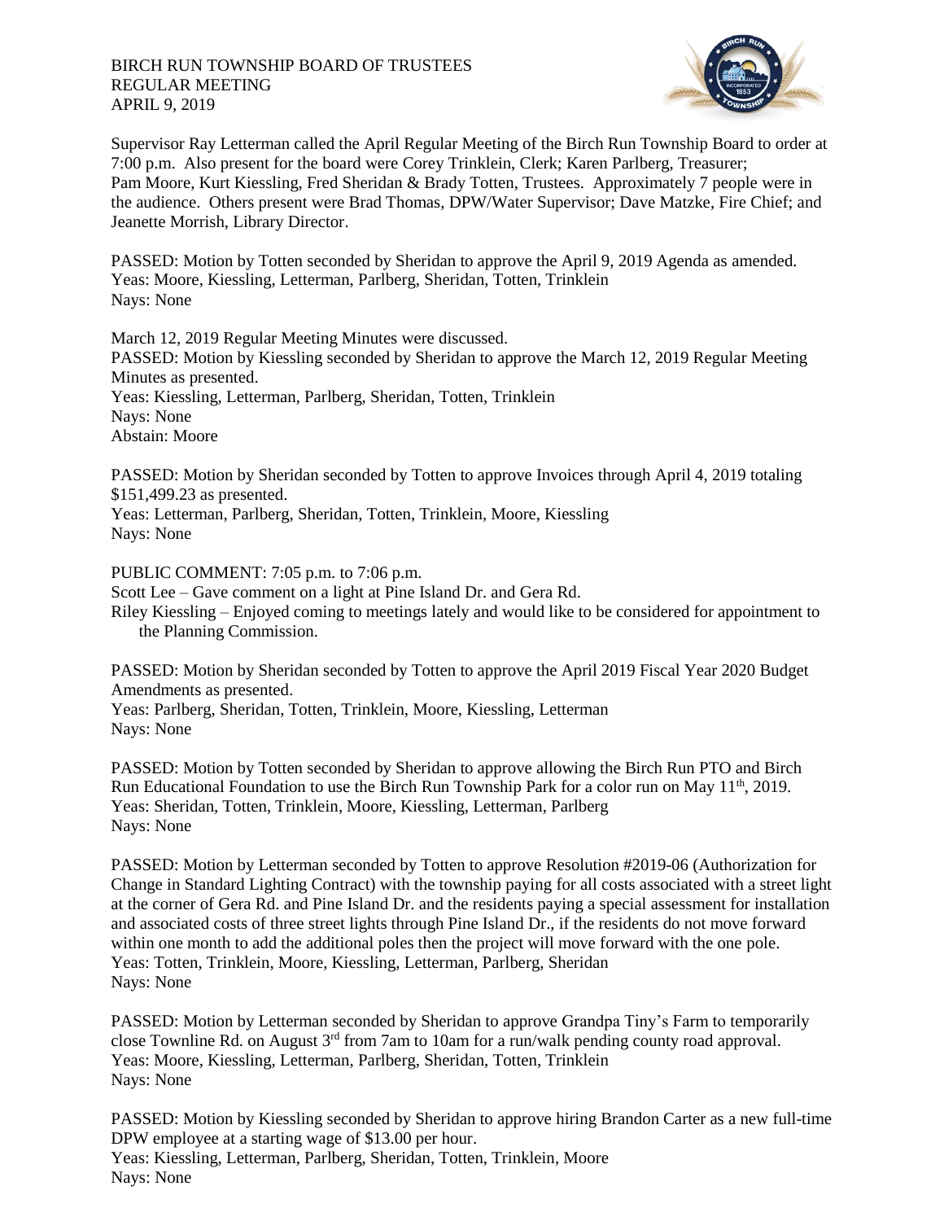BIRCH RUN TOWNSHIP BOARD OF TRUSTEES
REGULAR MEETING
APRIL 9, 2019

Supervisor Ray Letterman called the April Regular Meeting of the Birch Run Township Board to order at 7:00 p.m. Also present for the board were Corey Trinklein, Clerk; Karen Parlberg, Treasurer; Pam Moore, Kurt Kiessling, Fred Sheridan & Brady Totten, Trustees. Approximately 7 people were in the audience. Others present were Brad Thomas, DPW/Water Supervisor; Dave Matzke, Fire Chief; and Jeanette Morrish, Library Director.

PASSED: Motion by Totten seconded by Sheridan to approve the April 9, 2019 Agenda as amended.
Yeas: Moore, Kiessling, Letterman, Parlberg, Sheridan, Totten, Trinklein
Nays: None

March 12, 2019 Regular Meeting Minutes were discussed.
PASSED: Motion by Kiessling seconded by Sheridan to approve the March 12, 2019 Regular Meeting Minutes as presented.
Yeas: Kiessling, Letterman, Parlberg, Sheridan, Totten, Trinklein
Nays: None
Abstain: Moore

PASSED: Motion by Sheridan seconded by Totten to approve Invoices through April 4, 2019 totaling $151,499.23 as presented.
Yeas: Letterman, Parlberg, Sheridan, Totten, Trinklein, Moore, Kiessling
Nays: None

PUBLIC COMMENT: 7:05 p.m. to 7:06 p.m.
Scott Lee – Gave comment on a light at Pine Island Dr. and Gera Rd.
Riley Kiessling – Enjoyed coming to meetings lately and would like to be considered for appointment to the Planning Commission.

PASSED: Motion by Sheridan seconded by Totten to approve the April 2019 Fiscal Year 2020 Budget Amendments as presented.
Yeas: Parlberg, Sheridan, Totten, Trinklein, Moore, Kiessling, Letterman
Nays: None

PASSED: Motion by Totten seconded by Sheridan to approve allowing the Birch Run PTO and Birch Run Educational Foundation to use the Birch Run Township Park for a color run on May 11th, 2019.
Yeas: Sheridan, Totten, Trinklein, Moore, Kiessling, Letterman, Parlberg
Nays: None

PASSED: Motion by Letterman seconded by Totten to approve Resolution #2019-06 (Authorization for Change in Standard Lighting Contract) with the township paying for all costs associated with a street light at the corner of Gera Rd. and Pine Island Dr. and the residents paying a special assessment for installation and associated costs of three street lights through Pine Island Dr., if the residents do not move forward within one month to add the additional poles then the project will move forward with the one pole.
Yeas: Totten, Trinklein, Moore, Kiessling, Letterman, Parlberg, Sheridan
Nays: None

PASSED: Motion by Letterman seconded by Sheridan to approve Grandpa Tiny's Farm to temporarily close Townline Rd. on August 3rd from 7am to 10am for a run/walk pending county road approval.
Yeas: Moore, Kiessling, Letterman, Parlberg, Sheridan, Totten, Trinklein
Nays: None

PASSED: Motion by Kiessling seconded by Sheridan to approve hiring Brandon Carter as a new full-time DPW employee at a starting wage of $13.00 per hour.
Yeas: Kiessling, Letterman, Parlberg, Sheridan, Totten, Trinklein, Moore
Nays: None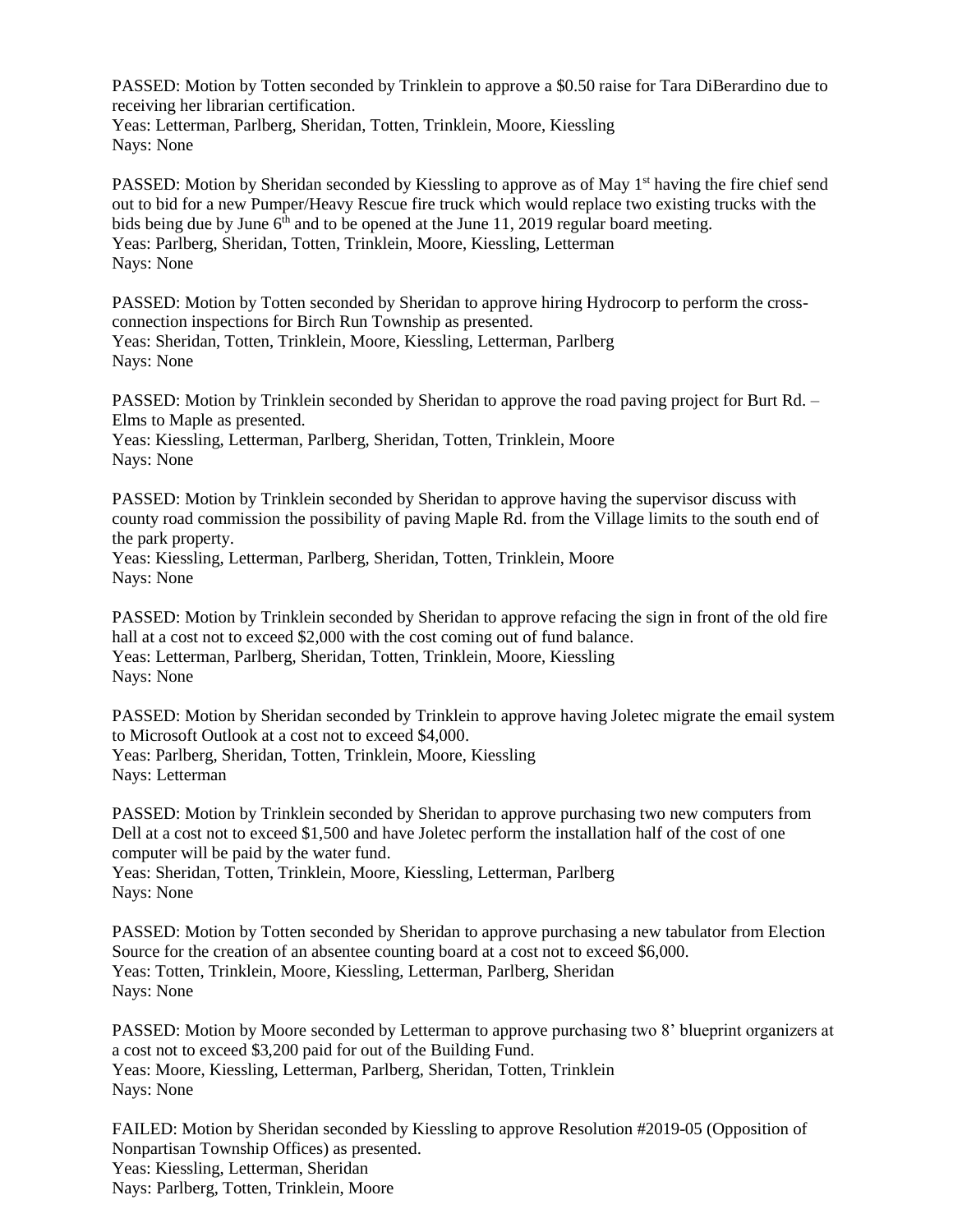PASSED: Motion by Totten seconded by Trinklein to approve a $0.50 raise for Tara DiBerardino due to receiving her librarian certification.
Yeas: Letterman, Parlberg, Sheridan, Totten, Trinklein, Moore, Kiessling
Nays: None

PASSED: Motion by Sheridan seconded by Kiessling to approve as of May 1st having the fire chief send out to bid for a new Pumper/Heavy Rescue fire truck which would replace two existing trucks with the bids being due by June 6th and to be opened at the June 11, 2019 regular board meeting.
Yeas: Parlberg, Sheridan, Totten, Trinklein, Moore, Kiessling, Letterman
Nays: None

PASSED: Motion by Totten seconded by Sheridan to approve hiring Hydrocorp to perform the cross-connection inspections for Birch Run Township as presented.
Yeas: Sheridan, Totten, Trinklein, Moore, Kiessling, Letterman, Parlberg
Nays: None

PASSED: Motion by Trinklein seconded by Sheridan to approve the road paving project for Burt Rd. – Elms to Maple as presented.
Yeas: Kiessling, Letterman, Parlberg, Sheridan, Totten, Trinklein, Moore
Nays: None

PASSED: Motion by Trinklein seconded by Sheridan to approve having the supervisor discuss with county road commission the possibility of paving Maple Rd. from the Village limits to the south end of the park property.
Yeas: Kiessling, Letterman, Parlberg, Sheridan, Totten, Trinklein, Moore
Nays: None

PASSED: Motion by Trinklein seconded by Sheridan to approve refacing the sign in front of the old fire hall at a cost not to exceed $2,000 with the cost coming out of fund balance.
Yeas: Letterman, Parlberg, Sheridan, Totten, Trinklein, Moore, Kiessling
Nays: None

PASSED: Motion by Sheridan seconded by Trinklein to approve having Joletec migrate the email system to Microsoft Outlook at a cost not to exceed $4,000.
Yeas: Parlberg, Sheridan, Totten, Trinklein, Moore, Kiessling
Nays: Letterman

PASSED: Motion by Trinklein seconded by Sheridan to approve purchasing two new computers from Dell at a cost not to exceed $1,500 and have Joletec perform the installation half of the cost of one computer will be paid by the water fund.
Yeas: Sheridan, Totten, Trinklein, Moore, Kiessling, Letterman, Parlberg
Nays: None

PASSED: Motion by Totten seconded by Sheridan to approve purchasing a new tabulator from Election Source for the creation of an absentee counting board at a cost not to exceed $6,000.
Yeas: Totten, Trinklein, Moore, Kiessling, Letterman, Parlberg, Sheridan
Nays: None

PASSED: Motion by Moore seconded by Letterman to approve purchasing two 8' blueprint organizers at a cost not to exceed $3,200 paid for out of the Building Fund.
Yeas: Moore, Kiessling, Letterman, Parlberg, Sheridan, Totten, Trinklein
Nays: None

FAILED: Motion by Sheridan seconded by Kiessling to approve Resolution #2019-05 (Opposition of Nonpartisan Township Offices) as presented.
Yeas: Kiessling, Letterman, Sheridan
Nays: Parlberg, Totten, Trinklein, Moore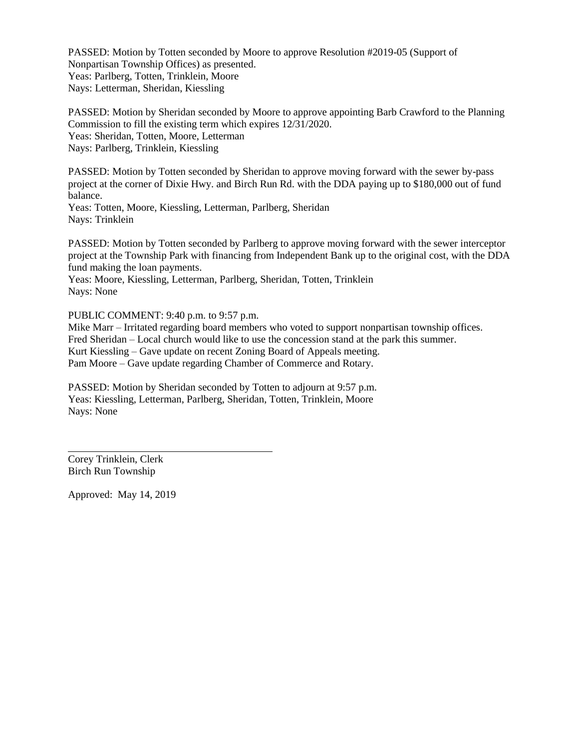PASSED: Motion by Totten seconded by Moore to approve Resolution #2019-05 (Support of Nonpartisan Township Offices) as presented.
Yeas: Parlberg, Totten, Trinklein, Moore
Nays: Letterman, Sheridan, Kiessling

PASSED: Motion by Sheridan seconded by Moore to approve appointing Barb Crawford to the Planning Commission to fill the existing term which expires 12/31/2020.
Yeas: Sheridan, Totten, Moore, Letterman
Nays: Parlberg, Trinklein, Kiessling

PASSED: Motion by Totten seconded by Sheridan to approve moving forward with the sewer by-pass project at the corner of Dixie Hwy. and Birch Run Rd. with the DDA paying up to $180,000 out of fund balance.
Yeas: Totten, Moore, Kiessling, Letterman, Parlberg, Sheridan
Nays: Trinklein

PASSED: Motion by Totten seconded by Parlberg to approve moving forward with the sewer interceptor project at the Township Park with financing from Independent Bank up to the original cost, with the DDA fund making the loan payments.
Yeas: Moore, Kiessling, Letterman, Parlberg, Sheridan, Totten, Trinklein
Nays: None

PUBLIC COMMENT: 9:40 p.m. to 9:57 p.m.
Mike Marr – Irritated regarding board members who voted to support nonpartisan township offices.
Fred Sheridan – Local church would like to use the concession stand at the park this summer.
Kurt Kiessling – Gave update on recent Zoning Board of Appeals meeting.
Pam Moore – Gave update regarding Chamber of Commerce and Rotary.

PASSED: Motion by Sheridan seconded by Totten to adjourn at 9:57 p.m.
Yeas: Kiessling, Letterman, Parlberg, Sheridan, Totten, Trinklein, Moore
Nays: None

Corey Trinklein, Clerk
Birch Run Township

Approved: May 14, 2019